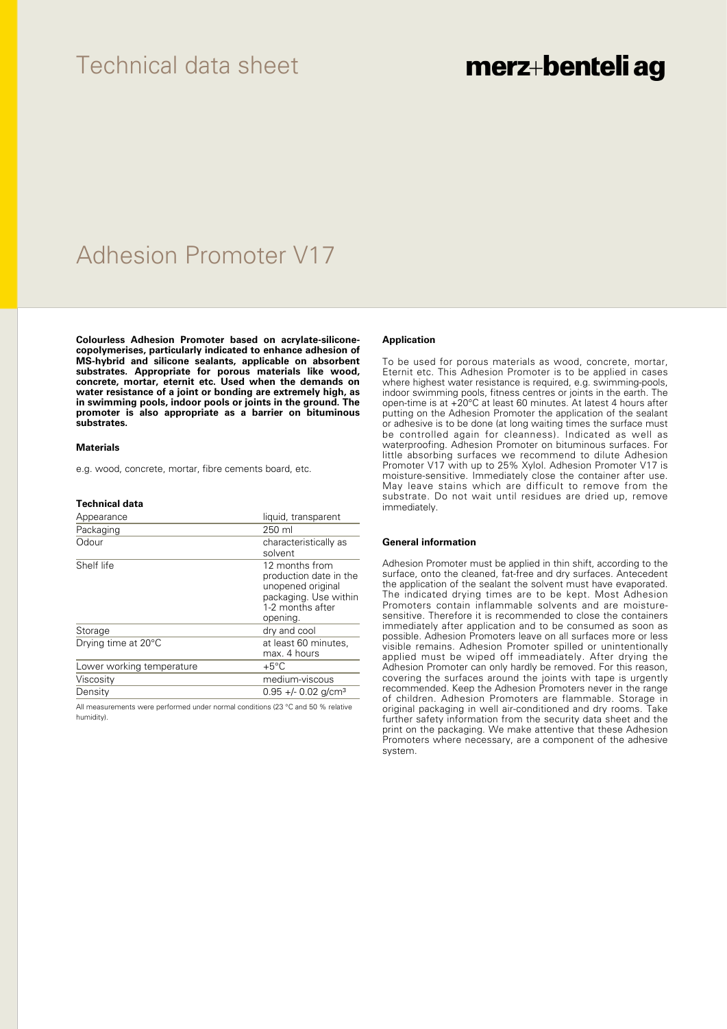# Technical data sheet

merz+benteli ag

# Adhesion Promoter V17

**Colourless Adhesion Promoter based on acrylate-silicone-copolymerises, particularly indicated to enhance adhesion of MS-hybrid and silicone sealants, applicable on absorbent substrates. Appropriate for porous materials like wood, concrete, mortar, eternit etc. Used when the demands on water resistance of a joint or bonding are extremely high, as in swimming pools, indoor pools or joints in the ground. The promoter is also appropriate as a barrier on bituminous substrates.**

### Materials

e.g. wood, concrete, mortar, fibre cements board, etc.

### Technical data

| Appearance | liquid, transparent |
|---|---|
| Packaging | 250 ml |
| Odour | characteristically as solvent |
| Shelf life | 12 months from production date in the unopened original packaging. Use within 1-2 months after opening. |
| Storage | dry and cool |
| Drying time at 20°C | at least 60 minutes, max. 4 hours |
| Lower working temperature | +5°C |
| Viscosity | medium-viscous |
| Density | 0.95 +/- 0.02 g/cm³ |

All measurements were performed under normal conditions (23 °C and 50 % relative humidity).

### Application

To be used for porous materials as wood, concrete, mortar, Eternit etc. This Adhesion Promoter is to be applied in cases where highest water resistance is required, e.g. swimming-pools, indoor swimming pools, fitness centres or joints in the earth. The open-time is at +20°C at least 60 minutes. At latest 4 hours after putting on the Adhesion Promoter the application of the sealant or adhesive is to be done (at long waiting times the surface must be controlled again for cleanness). Indicated as well as waterproofing. Adhesion Promoter on bituminous surfaces. For little absorbing surfaces we recommend to dilute Adhesion Promoter V17 with up to 25% Xylol. Adhesion Promoter V17 is moisture-sensitive. Immediately close the container after use. May leave stains which are difficult to remove from the substrate. Do not wait until residues are dried up, remove immediately.

### General information

Adhesion Promoter must be applied in thin shift, according to the surface, onto the cleaned, fat-free and dry surfaces. Antecedent the application of the sealant the solvent must have evaporated. The indicated drying times are to be kept. Most Adhesion Promoters contain inflammable solvents and are moisture-sensitive. Therefore it is recommended to close the containers immediately after application and to be consumed as soon as possible. Adhesion Promoters leave on all surfaces more or less visible remains. Adhesion Promoter spilled or unintentionally applied must be wiped off immeadiately. After drying the Adhesion Promoter can only hardly be removed. For this reason, covering the surfaces around the joints with tape is urgently recommended. Keep the Adhesion Promoters never in the range of children. Adhesion Promoters are flammable. Storage in original packaging in well air-conditioned and dry rooms. Take further safety information from the security data sheet and the print on the packaging. We make attentive that these Adhesion Promoters where necessary, are a component of the adhesive system.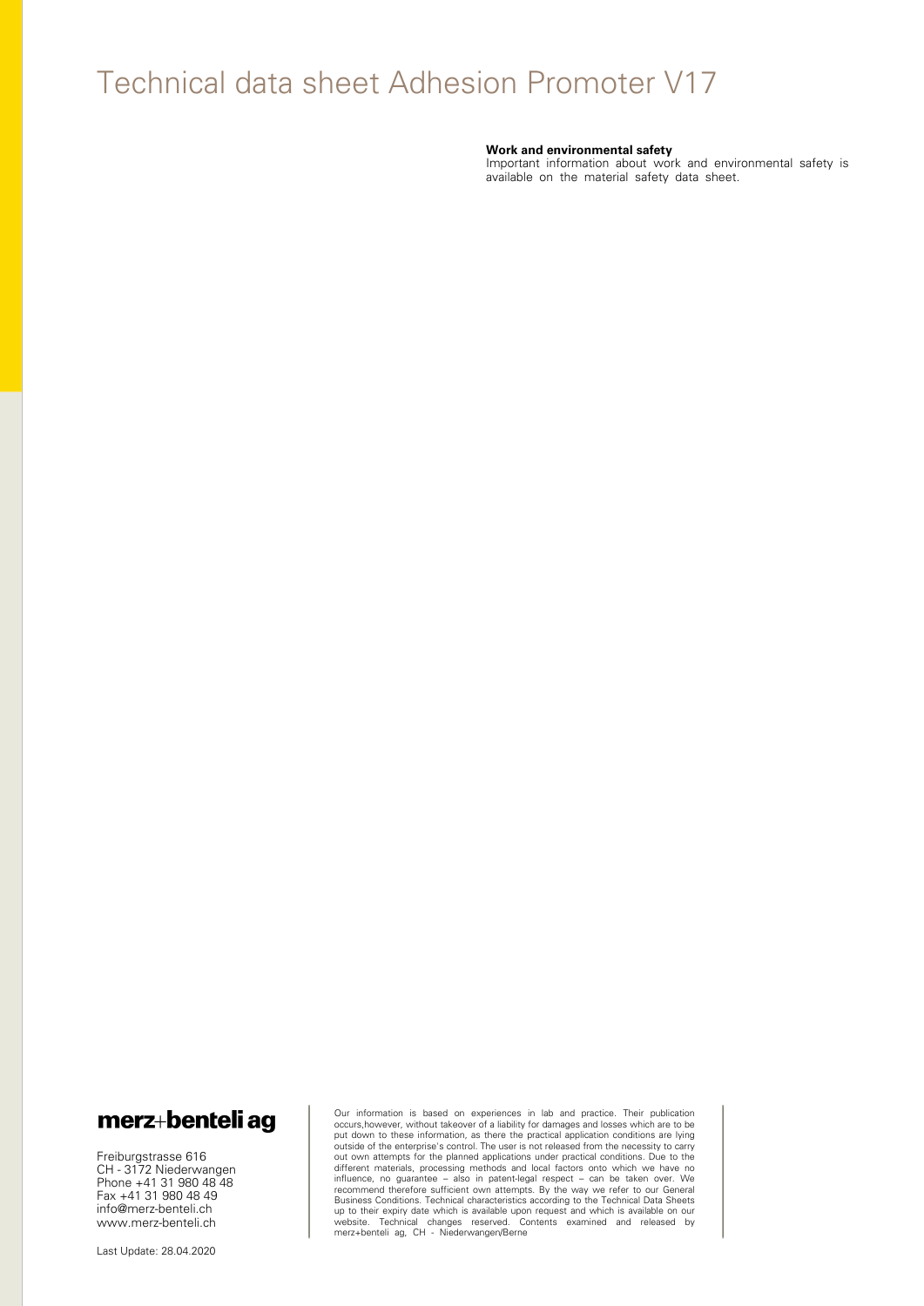# Technical data sheet Adhesion Promoter V17

**Work and environmental safety**
Important information about work and environmental safety is available on the material safety data sheet.

**merz+benteli ag**

Freiburgstrasse 616
CH - 3172 Niederwangen
Phone +41 31 980 48 48
Fax +41 31 980 48 49
info@merz-benteli.ch
www.merz-benteli.ch

Our information is based on experiences in lab and practice. Their publication occurs,however, without takeover of a liability for damages and losses which are to be put down to these information, as there the practical application conditions are lying outside of the enterprise's control. The user is not released from the necessity to carry out own attempts for the planned applications under practical conditions. Due to the different materials, processing methods and local factors onto which we have no influence, no guarantee – also in patent-legal respect – can be taken over. We recommend therefore sufficient own attempts. By the way we refer to our General Business Conditions. Technical characteristics according to the Technical Data Sheets up to their expiry date which is available upon request and which is available on our website. Technical changes reserved. Contents examined and released by merz+benteli ag, CH - Niederwangen/Berne

Last Update: 28.04.2020